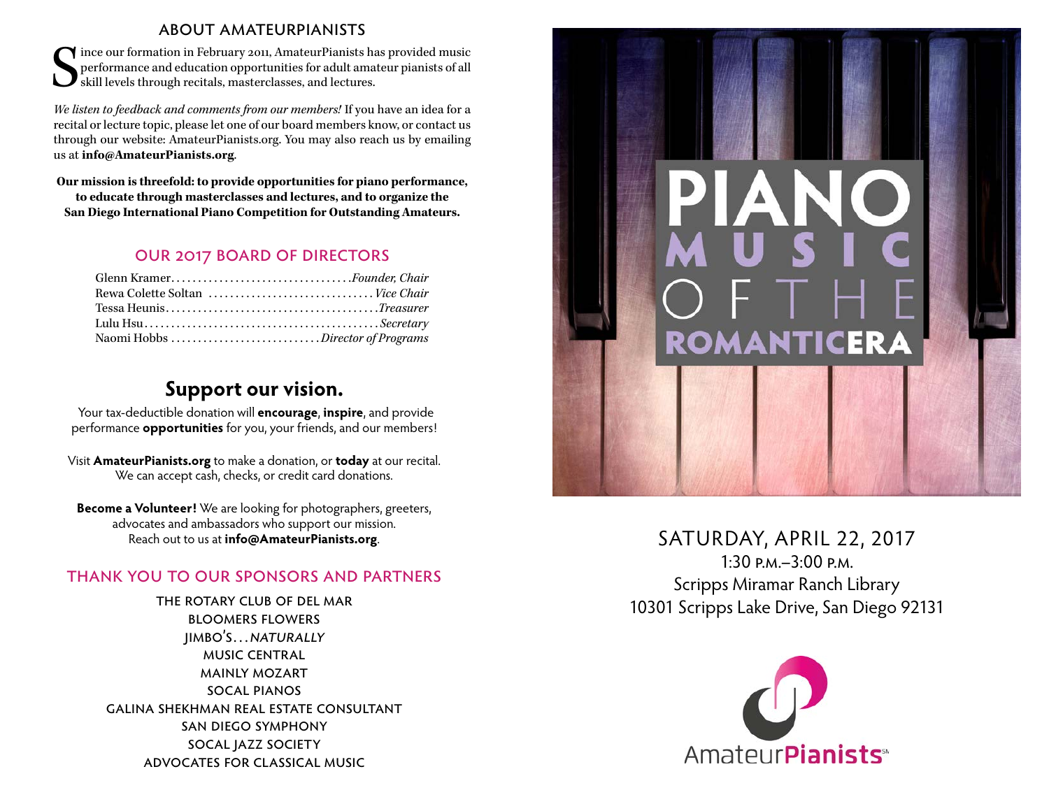## ABOUT AMATEURPIANISTS

Since our formation in February 2011, AmateurPianists has provided music performance and education opportunities for adult amateur pianists of all skill levels through recitals, masterclasses, and lectures.

*We listen to feedback and comments from our members!* If you have an idea for a recital or lecture topic, please let one of our board members know, or contact us through our website: AmateurPianists.org. You may also reach us by emailing us at **info@AmateurPianists.org**.

**Our mission is threefold: to provide opportunities for piano performance, to educate through masterclasses and lectures, and to organize the San Diego International Piano Competition for Outstanding Amateurs.**

## OUR 2017 BOARD OF DIRECTORS

Glenn Kramer .......... *Founder, Chair*
Rewa Colette Soltan .......... *Vice Chair*
Tessa Heunis .......... *Treasurer*
Lulu Hsu .......... *Secretary*
Naomi Hobbs .......... *Director of Programs*

## Support our vision.

Your tax-deductible donation will **encourage**, **inspire**, and provide performance **opportunities** for you, your friends, and our members!

Visit **AmateurPianists.org** to make a donation, or **today** at our recital. We can accept cash, checks, or credit card donations.

**Become a Volunteer!** We are looking for photographers, greeters, advocates and ambassadors who support our mission. Reach out to us at **info@AmateurPianists.org**.

## THANK YOU TO OUR SPONSORS AND PARTNERS

THE ROTARY CLUB OF DEL MAR
BLOOMERS FLOWERS
JIMBO'S...*NATURALLY*
MUSIC CENTRAL
MAINLY MOZART
SOCAL PIANOS
GALINA SHEKHMAN REAL ESTATE CONSULTANT
SAN DIEGO SYMPHONY
SOCAL JAZZ SOCIETY
ADVOCATES FOR CLASSICAL MUSIC

# PIANO MUSIC OF THE ROMANTIC ERA

SATURDAY, APRIL 22, 2017
1:30 P.M.–3:00 P.M.
Scripps Miramar Ranch Library
10301 Scripps Lake Drive, San Diego 92131

AmateurPianists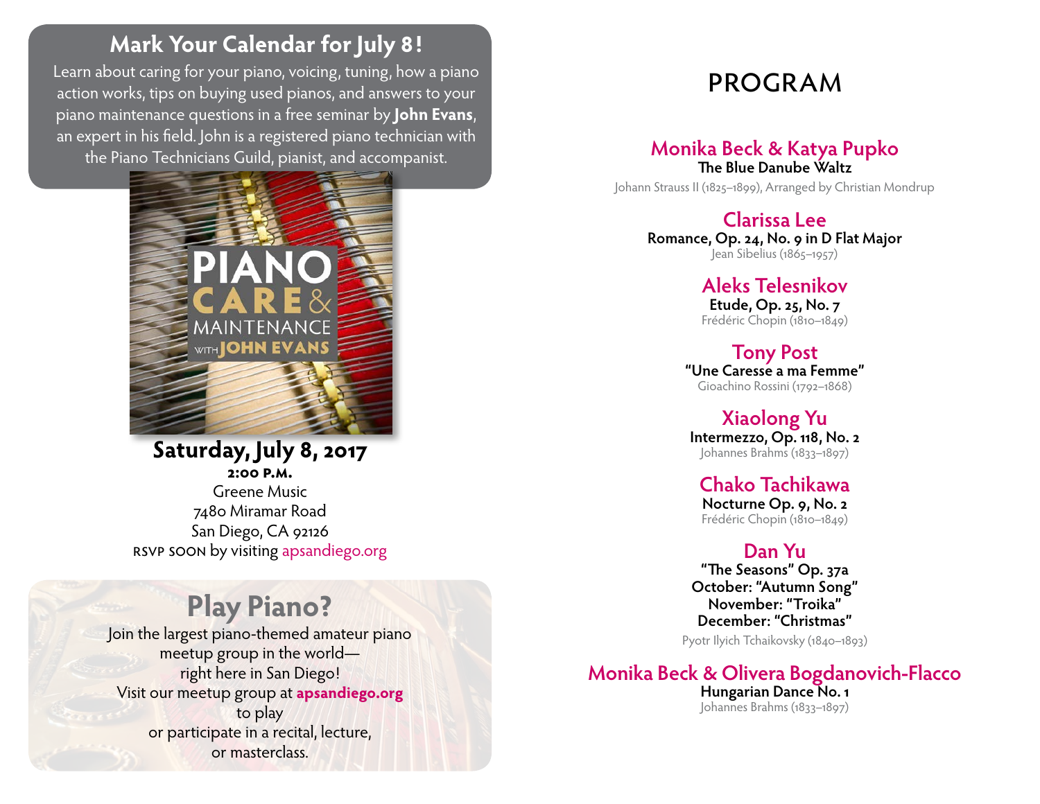## Mark Your Calendar for July 8!

Learn about caring for your piano, voicing, tuning, how a piano action works, tips on buying used pianos, and answers to your piano maintenance questions in a free seminar by **John Evans**, an expert in his field. John is a registered piano technician with the Piano Technicians Guild, pianist, and accompanist.

PIANO CARE & MAINTENANCE WITH JOHN EVANS

**Saturday, July 8, 2017**
**2:00 P.M.**
Greene Music
7480 Miramar Road
San Diego, CA 92126
RSVP SOON by visiting apsandiego.org

## Play Piano?

Join the largest piano-themed amateur piano meetup group in the world—
right here in San Diego!
Visit our meetup group at **apsandiego.org**
to play
or participate in a recital, lecture,
or masterclass.

# PROGRAM

### Monika Beck & Katya Pupko
**The Blue Danube Waltz**
Johann Strauss II (1825–1899), Arranged by Christian Mondrup

### Clarissa Lee
**Romance, Op. 24, No. 9 in D Flat Major**
Jean Sibelius (1865–1957)

### Aleks Telesnikov
**Etude, Op. 25, No. 7**
Frédéric Chopin (1810–1849)

### Tony Post
**"Une Caresse a ma Femme"**
Gioachino Rossini (1792–1868)

### Xiaolong Yu
**Intermezzo, Op. 118, No. 2**
Johannes Brahms (1833–1897)

### Chako Tachikawa
**Nocturne Op. 9, No. 2**
Frédéric Chopin (1810–1849)

### Dan Yu
**"The Seasons" Op. 37a**
**October: "Autumn Song"**
**November: "Troika"**
**December: "Christmas"**
Pyotr Ilyich Tchaikovsky (1840–1893)

### Monika Beck & Olivera Bogdanovich-Flacco
**Hungarian Dance No. 1**
Johannes Brahms (1833–1897)